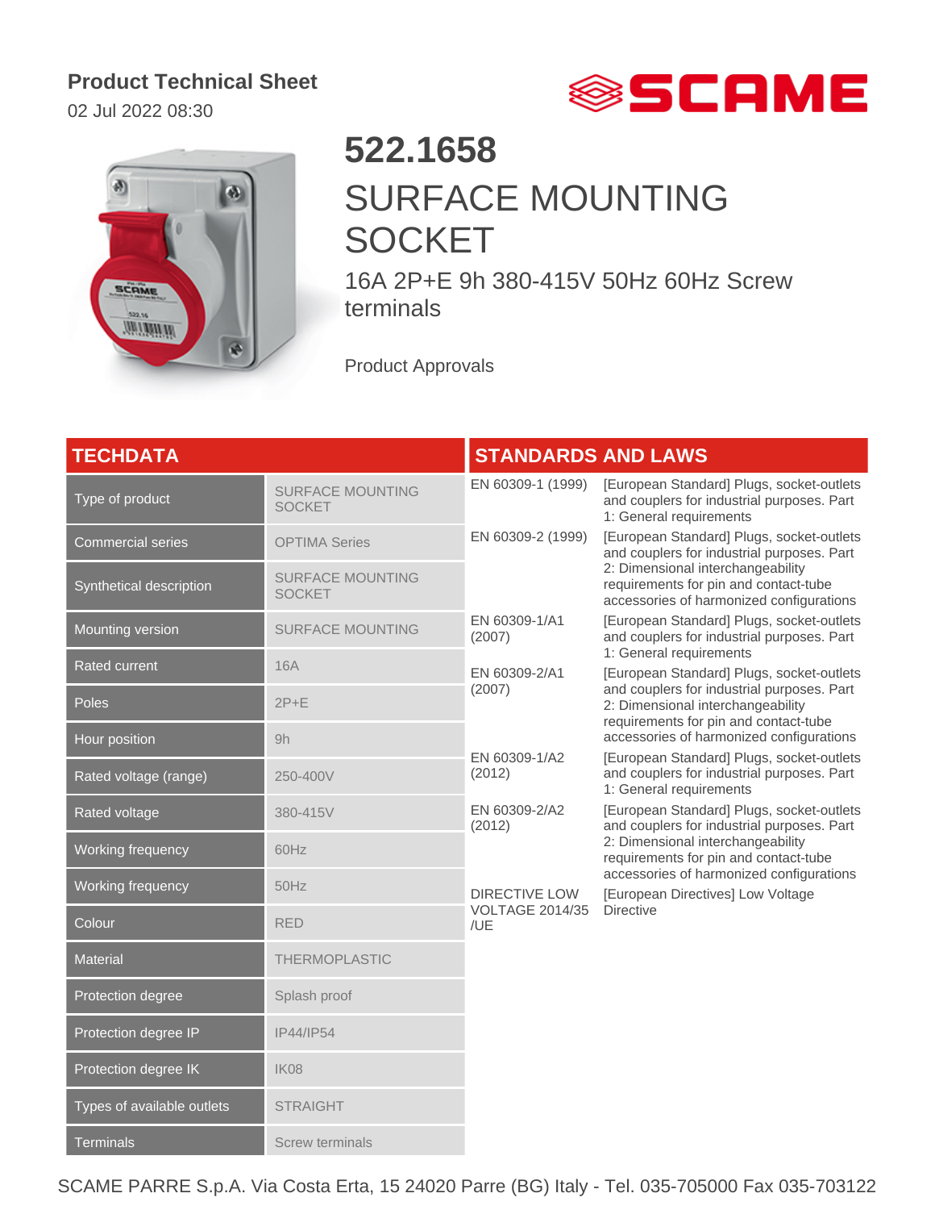**Product Technical Sheet**

02 Jul 2022 08:30

# 522.1658

## SURFACE MOUNTING SOCKET

16A 2P+E 9h 380-415V 50Hz 60Hz Screw terminals

Product Approvals

## TECHDATA

| Property | Value |
|---|---|
| Type of product | SURFACE MOUNTING SOCKET |
| Commercial series | OPTIMA Series |
| Synthetical description | SURFACE MOUNTING SOCKET |
| Mounting version | SURFACE MOUNTING |
| Rated current | 16A |
| Poles | 2P+E |
| Hour position | 9h |
| Rated voltage (range) | 250-400V |
| Rated voltage | 380-415V |
| Working frequency | 60Hz |
| Working frequency | 50Hz |
| Colour | RED |
| Material | THERMOPLASTIC |
| Protection degree | Splash proof |
| Protection degree IP | IP44/IP54 |
| Protection degree IK | IK08 |
| Types of available outlets | STRAIGHT |
| Terminals | Screw terminals |

## STANDARDS AND LAWS

| Standard | Description |
|---|---|
| EN 60309-1 (1999) | [European Standard] Plugs, socket-outlets and couplers for industrial purposes. Part 1: General requirements |
| EN 60309-2 (1999) | [European Standard] Plugs, socket-outlets and couplers for industrial purposes. Part 2: Dimensional interchangeability requirements for pin and contact-tube accessories of harmonized configurations |
| EN 60309-1/A1 (2007) | [European Standard] Plugs, socket-outlets and couplers for industrial purposes. Part 1: General requirements |
| EN 60309-2/A1 (2007) | [European Standard] Plugs, socket-outlets and couplers for industrial purposes. Part 2: Dimensional interchangeability requirements for pin and contact-tube accessories of harmonized configurations |
| EN 60309-1/A2 (2012) | [European Standard] Plugs, socket-outlets and couplers for industrial purposes. Part 1: General requirements |
| EN 60309-2/A2 (2012) | [European Standard] Plugs, socket-outlets and couplers for industrial purposes. Part 2: Dimensional interchangeability requirements for pin and contact-tube accessories of harmonized configurations |
| DIRECTIVE LOW VOLTAGE 2014/35 /UE | [European Directives] Low Voltage Directive |

SCAME PARRE S.p.A. Via Costa Erta, 15 24020 Parre (BG) Italy - Tel. 035-705000 Fax 035-703122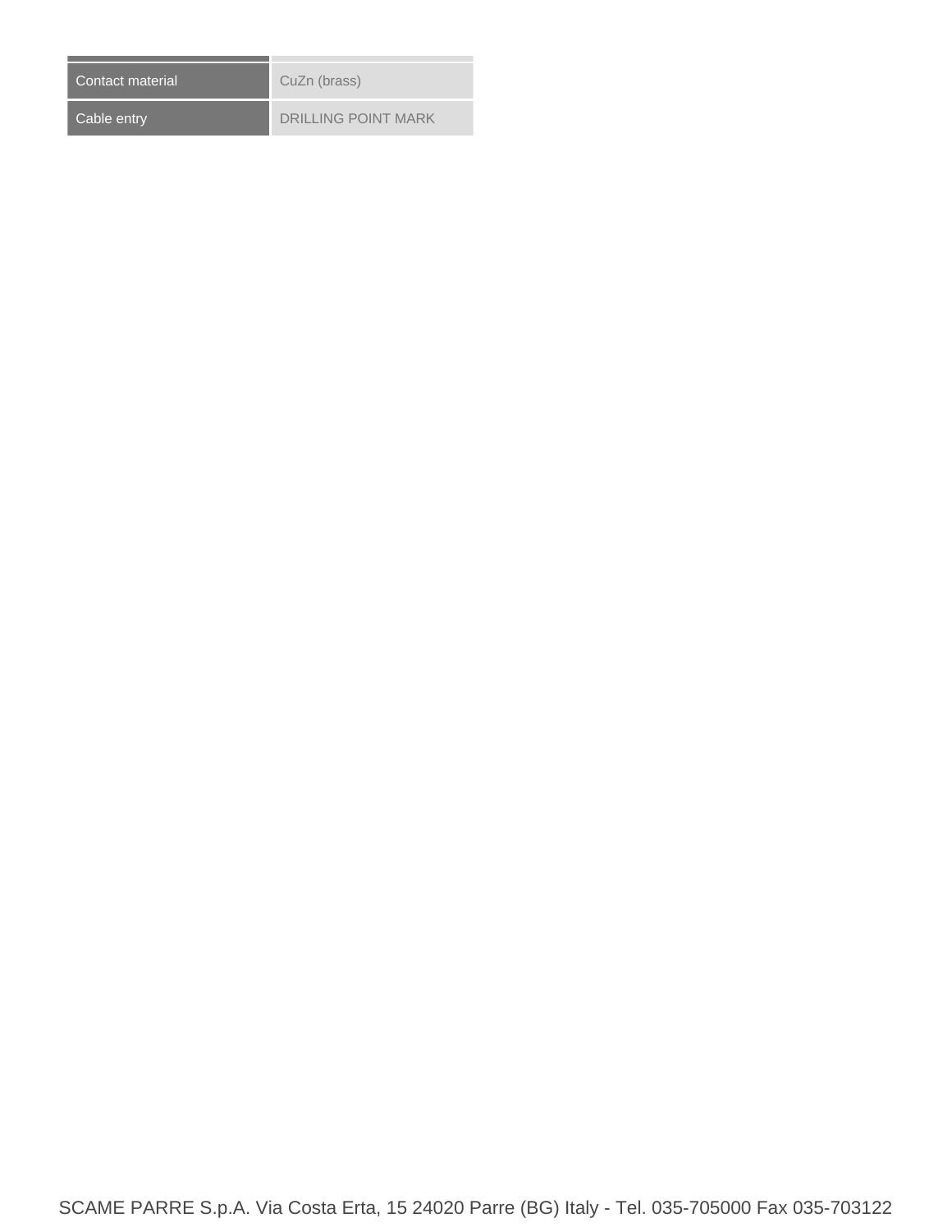| | |
|---|---|
| Contact material | CuZn (brass) |
| Cable entry | DRILLING POINT MARK |

SCAME PARRE S.p.A. Via Costa Erta, 15 24020 Parre (BG) Italy - Tel. 035-705000 Fax 035-703122